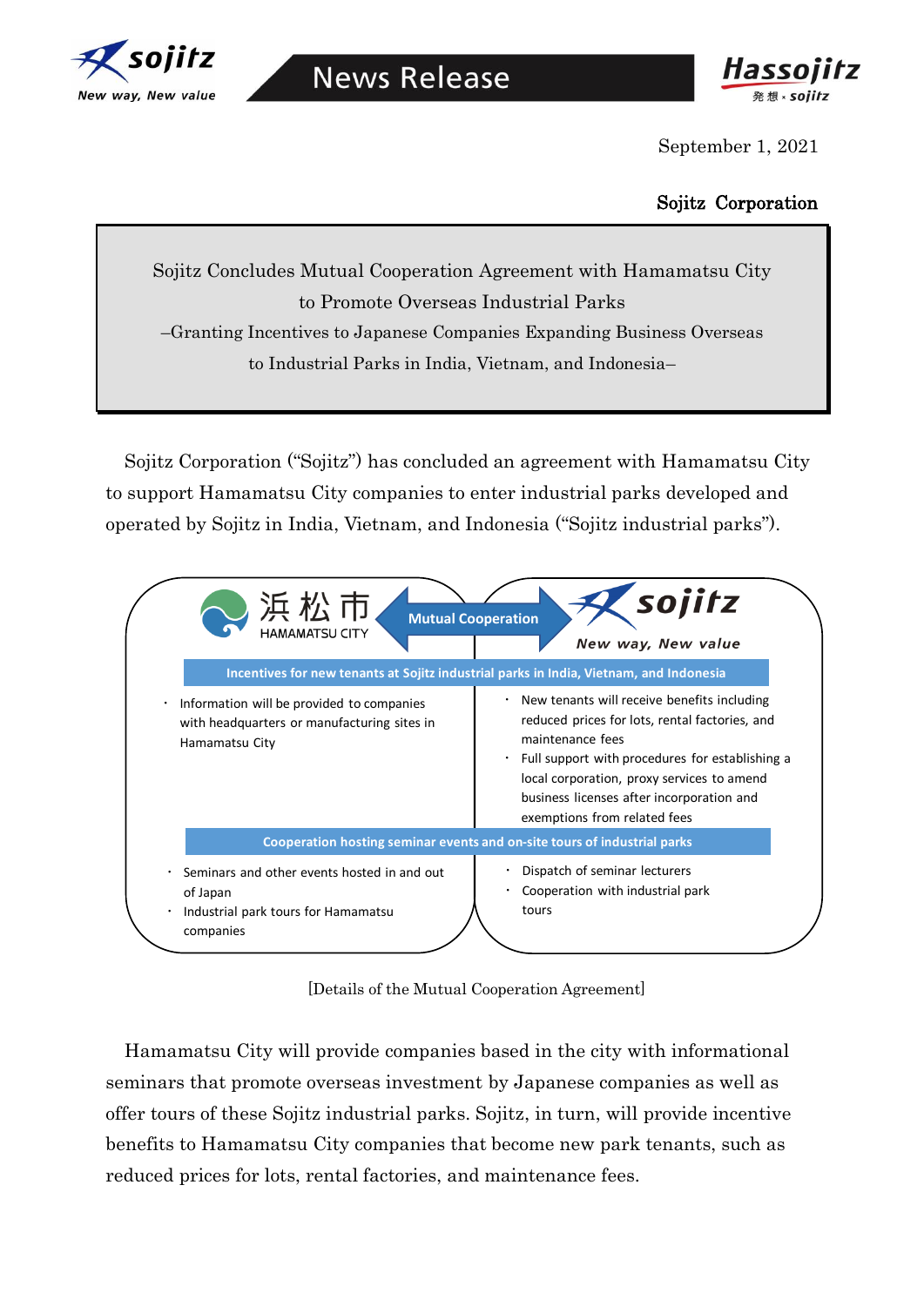News Release

September 1, 2021

Sojitz Corporation

# Sojitz Concludes Mutual Cooperation Agreement with Hamamatsu City to Promote Overseas Industrial Parks

## –Granting Incentives to Japanese Companies Expanding Business Overseas to Industrial Parks in India, Vietnam, and Indonesia–

Sojitz Corporation ("Sojitz") has concluded an agreement with Hamamatsu City to support Hamamatsu City companies to enter industrial parks developed and operated by Sojitz in India, Vietnam, and Indonesia ("Sojitz industrial parks").

| 浜松市 HAMAMATSU CITY | Mutual Cooperation | sojitz New way, New value |
|---|---|---|
| **Incentives for new tenants at Sojitz industrial parks in India, Vietnam, and Indonesia** | | |
| ・ Information will be provided to companies with headquarters or manufacturing sites in Hamamatsu City | | ・ New tenants will receive benefits including reduced prices for lots, rental factories, and maintenance fees<br>・ Full support with procedures for establishing a local corporation, proxy services to amend business licenses after incorporation and exemptions from related fees |
| **Cooperation hosting seminar events and on-site tours of industrial parks** | | |
| ・ Seminars and other events hosted in and out of Japan<br>・ Industrial park tours for Hamamatsu companies | | ・ Dispatch of seminar lecturers<br>・ Cooperation with industrial park tours |

[Details of the Mutual Cooperation Agreement]

Hamamatsu City will provide companies based in the city with informational seminars that promote overseas investment by Japanese companies as well as offer tours of these Sojitz industrial parks. Sojitz, in turn, will provide incentive benefits to Hamamatsu City companies that become new park tenants, such as reduced prices for lots, rental factories, and maintenance fees.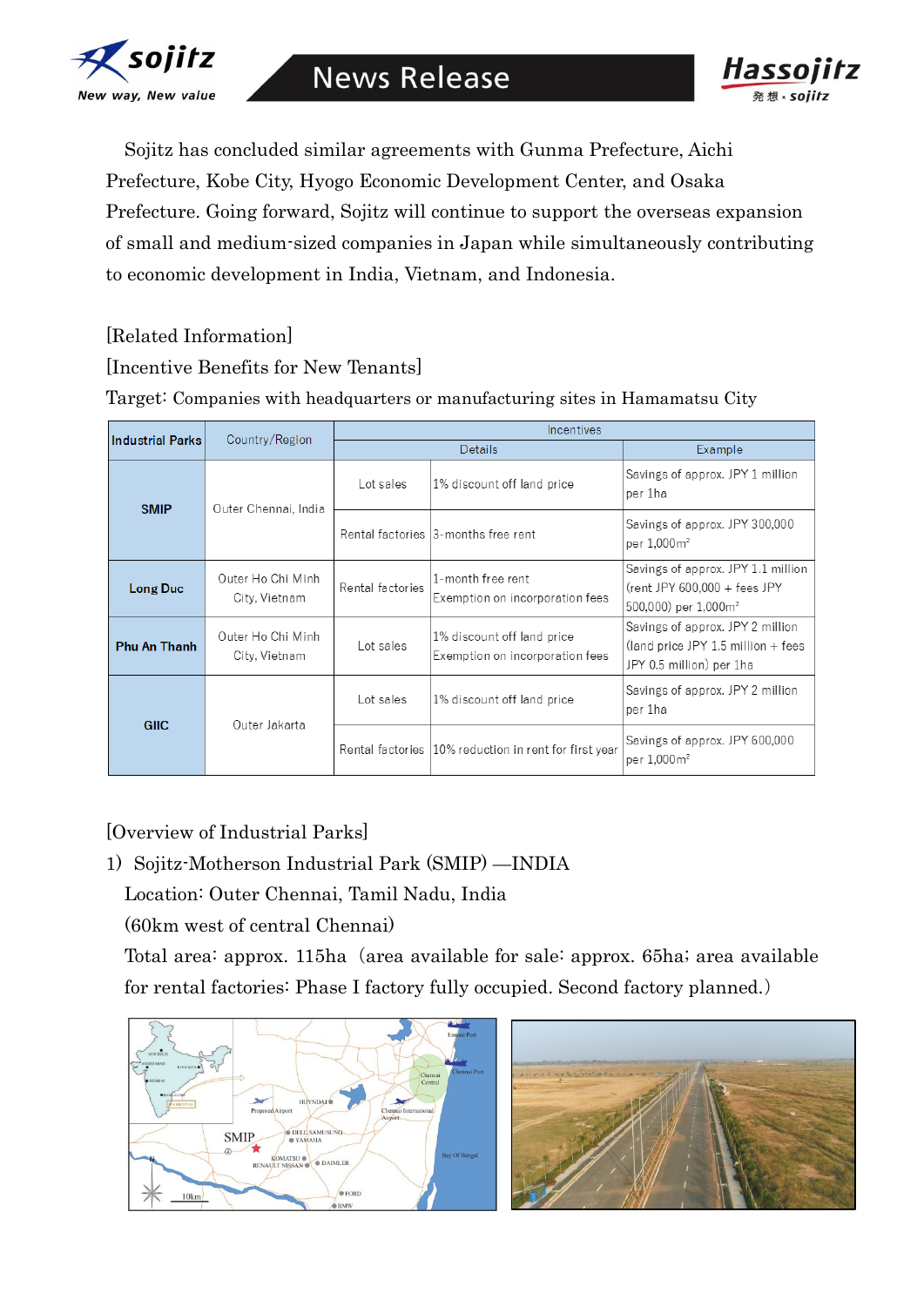Sojitz has concluded similar agreements with Gunma Prefecture, Aichi Prefecture, Kobe City, Hyogo Economic Development Center, and Osaka Prefecture. Going forward, Sojitz will continue to support the overseas expansion of small and medium-sized companies in Japan while simultaneously contributing to economic development in India, Vietnam, and Indonesia.

[Related Information]

[Incentive Benefits for New Tenants]

Target: Companies with headquarters or manufacturing sites in Hamamatsu City

| Industrial Parks | Country/Region | Incentives | | |
|---|---|---|---|---|
| | | Details | | Example |
| **SMIP** | Outer Chennai, India | Lot sales | 1% discount off land price | Savings of approx. JPY 1 million per 1ha |
| | | Rental factories | 3-months free rent | Savings of approx. JPY 300,000 per 1,000m² |
| **Long Duc** | Outer Ho Chi Minh City, Vietnam | Rental factories | 1-month free rent<br>Exemption on incorporation fees | Savings of approx. JPY 1.1 million (rent JPY 600,000 + fees JPY 500,000) per 1,000m² |
| **Phu An Thanh** | Outer Ho Chi Minh City, Vietnam | Lot sales | 1% discount off land price<br>Exemption on incorporation fees | Savings of approx. JPY 2 million (land price JPY 1.5 million + fees JPY 0.5 million) per 1ha |
| **GIIC** | Outer Jakarta | Lot sales | 1% discount off land price | Savings of approx. JPY 2 million per 1ha |
| | | Rental factories | 10% reduction in rent for first year | Savings of approx. JPY 600,000 per 1,000m² |

[Overview of Industrial Parks]

1) Sojitz-Motherson Industrial Park (SMIP) —INDIA

Location: Outer Chennai, Tamil Nadu, India

(60km west of central Chennai)

Total area: approx. 115ha (area available for sale: approx. 65ha; area available for rental factories: Phase I factory fully occupied. Second factory planned.)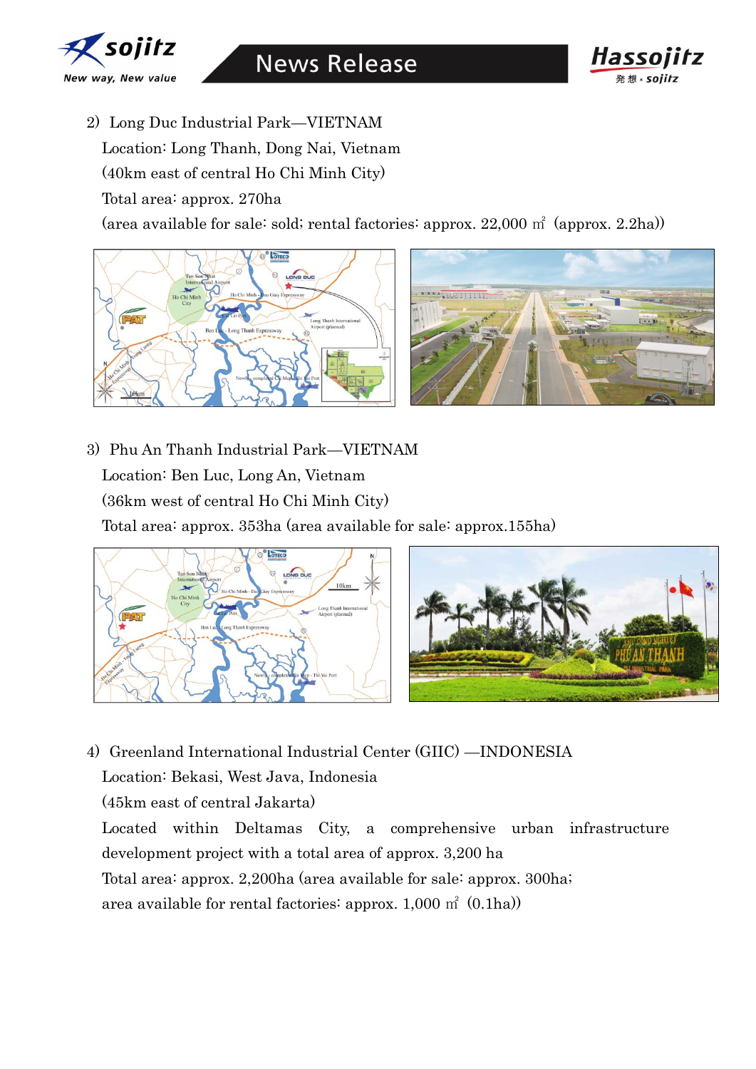2) Long Duc Industrial Park—VIETNAM

Location: Long Thanh, Dong Nai, Vietnam

(40km east of central Ho Chi Minh City)

Total area: approx. 270ha

(area available for sale: sold; rental factories: approx. 22,000 ㎡ (approx. 2.2ha))

3) Phu An Thanh Industrial Park—VIETNAM

Location: Ben Luc, Long An, Vietnam

(36km west of central Ho Chi Minh City)

Total area: approx. 353ha (area available for sale: approx.155ha)

4) Greenland International Industrial Center (GIIC) —INDONESIA

Location: Bekasi, West Java, Indonesia

(45km east of central Jakarta)

Located within Deltamas City, a comprehensive urban infrastructure development project with a total area of approx. 3,200 ha

Total area: approx. 2,200ha (area available for sale: approx. 300ha; area available for rental factories: approx. 1,000 ㎡ (0.1ha))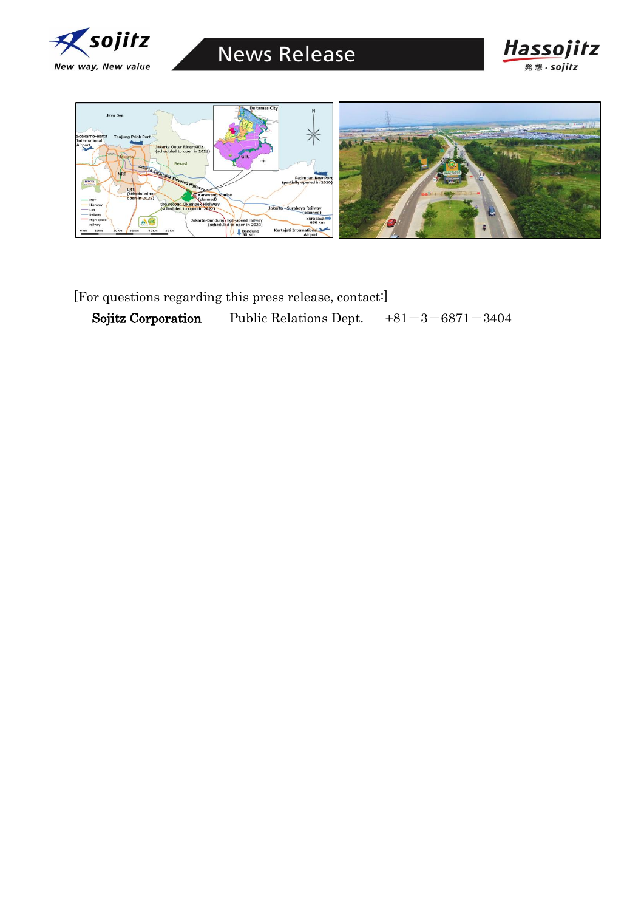[For questions regarding this press release, contact:]

**Sojitz Corporation** Public Relations Dept. +81－3－6871－3404